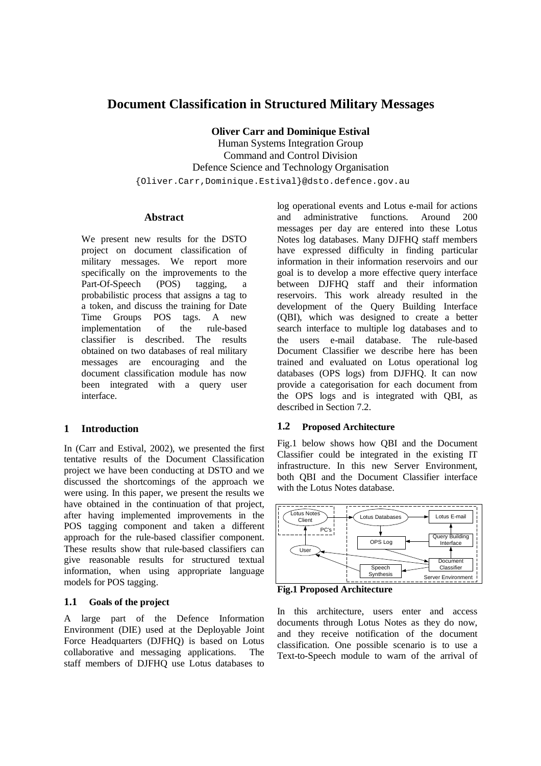# Document Classification in Structured Military Messages

**Oliver Carr and Dominique Estival**

Human Systems Integration Group
Command and Control Division
Defence Science and Technology Organisation
{Oliver.Carr,Dominique.Estival}@dsto.defence.gov.au

## Abstract

We present new results for the DSTO project on document classification of military messages. We report more specifically on the improvements to the Part-Of-Speech (POS) tagging, a probabilistic process that assigns a tag to a token, and discuss the training for Date Time Groups POS tags. A new implementation of the rule-based classifier is described. The results obtained on two databases of real military messages are encouraging and the document classification module has now been integrated with a query user interface.

## 1 Introduction

In (Carr and Estival, 2002), we presented the first tentative results of the Document Classification project we have been conducting at DSTO and we discussed the shortcomings of the approach we were using. In this paper, we present the results we have obtained in the continuation of that project, after having implemented improvements in the POS tagging component and taken a different approach for the rule-based classifier component. These results show that rule-based classifiers can give reasonable results for structured textual information, when using appropriate language models for POS tagging.

### 1.1 Goals of the project

A large part of the Defence Information Environment (DIE) used at the Deployable Joint Force Headquarters (DJFHQ) is based on Lotus collaborative and messaging applications. The staff members of DJFHQ use Lotus databases to log operational events and Lotus e-mail for actions and administrative functions. Around 200 messages per day are entered into these Lotus Notes log databases. Many DJFHQ staff members have expressed difficulty in finding particular information in their information reservoirs and our goal is to develop a more effective query interface between DJFHQ staff and their information reservoirs. This work already resulted in the development of the Query Building Interface (QBI), which was designed to create a better search interface to multiple log databases and to the users e-mail database. The rule-based Document Classifier we describe here has been trained and evaluated on Lotus operational log databases (OPS logs) from DJFHQ. It can now provide a categorisation for each document from the OPS logs and is integrated with QBI, as described in Section 7.2.

### 1.2 Proposed Architecture

Fig.1 below shows how QBI and the Document Classifier could be integrated in the existing IT infrastructure. In this new Server Environment, both QBI and the Document Classifier interface with the Lotus Notes database.

**Fig.1 Proposed Architecture**

In this architecture, users enter and access documents through Lotus Notes as they do now, and they receive notification of the document classification. One possible scenario is to use a Text-to-Speech module to warn of the arrival of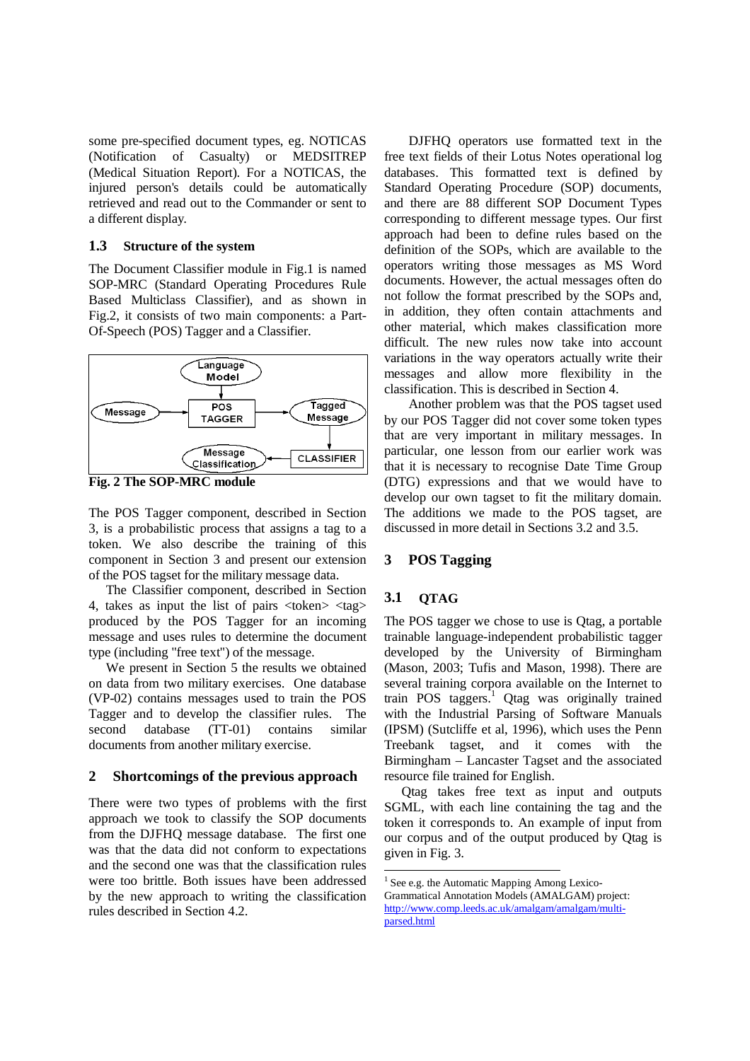some pre-specified document types, eg. NOTICAS (Notification of Casualty) or MEDSITREP (Medical Situation Report). For a NOTICAS, the injured person's details could be automatically retrieved and read out to the Commander or sent to a different display.

### 1.3 Structure of the system

The Document Classifier module in Fig.1 is named SOP-MRC (Standard Operating Procedures Rule Based Multiclass Classifier), and as shown in Fig.2, it consists of two main components: a Part-Of-Speech (POS) Tagger and a Classifier.

**Fig. 2 The SOP-MRC module**

The POS Tagger component, described in Section 3, is a probabilistic process that assigns a tag to a token. We also describe the training of this component in Section 3 and present our extension of the POS tagset for the military message data.

The Classifier component, described in Section 4, takes as input the list of pairs <token> <tag> produced by the POS Tagger for an incoming message and uses rules to determine the document type (including "free text") of the message.

We present in Section 5 the results we obtained on data from two military exercises. One database (VP-02) contains messages used to train the POS Tagger and to develop the classifier rules. The second database (TT-01) contains similar documents from another military exercise.

## 2 Shortcomings of the previous approach

There were two types of problems with the first approach we took to classify the SOP documents from the DJFHQ message database. The first one was that the data did not conform to expectations and the second one was that the classification rules were too brittle. Both issues have been addressed by the new approach to writing the classification rules described in Section 4.2.

DJFHQ operators use formatted text in the free text fields of their Lotus Notes operational log databases. This formatted text is defined by Standard Operating Procedure (SOP) documents, and there are 88 different SOP Document Types corresponding to different message types. Our first approach had been to define rules based on the definition of the SOPs, which are available to the operators writing those messages as MS Word documents. However, the actual messages often do not follow the format prescribed by the SOPs and, in addition, they often contain attachments and other material, which makes classification more difficult. The new rules now take into account variations in the way operators actually write their messages and allow more flexibility in the classification. This is described in Section 4.

Another problem was that the POS tagset used by our POS Tagger did not cover some token types that are very important in military messages. In particular, one lesson from our earlier work was that it is necessary to recognise Date Time Group (DTG) expressions and that we would have to develop our own tagset to fit the military domain. The additions we made to the POS tagset, are discussed in more detail in Sections 3.2 and 3.5.

## 3 POS Tagging

### 3.1 QTAG

The POS tagger we chose to use is Qtag, a portable trainable language-independent probabilistic tagger developed by the University of Birmingham (Mason, 2003; Tufis and Mason, 1998). There are several training corpora available on the Internet to train POS taggers.[1] Qtag was originally trained with the Industrial Parsing of Software Manuals (IPSM) (Sutcliffe et al, 1996), which uses the Penn Treebank tagset, and it comes with the Birmingham – Lancaster Tagset and the associated resource file trained for English.

Qtag takes free text as input and outputs SGML, with each line containing the tag and the token it corresponds to. An example of input from our corpus and of the output produced by Qtag is given in Fig. 3.

[1] See e.g. the Automatic Mapping Among Lexico-Grammatical Annotation Models (AMALGAM) project: http://www.comp.leeds.ac.uk/amalgam/amalgam/multi-parsed.html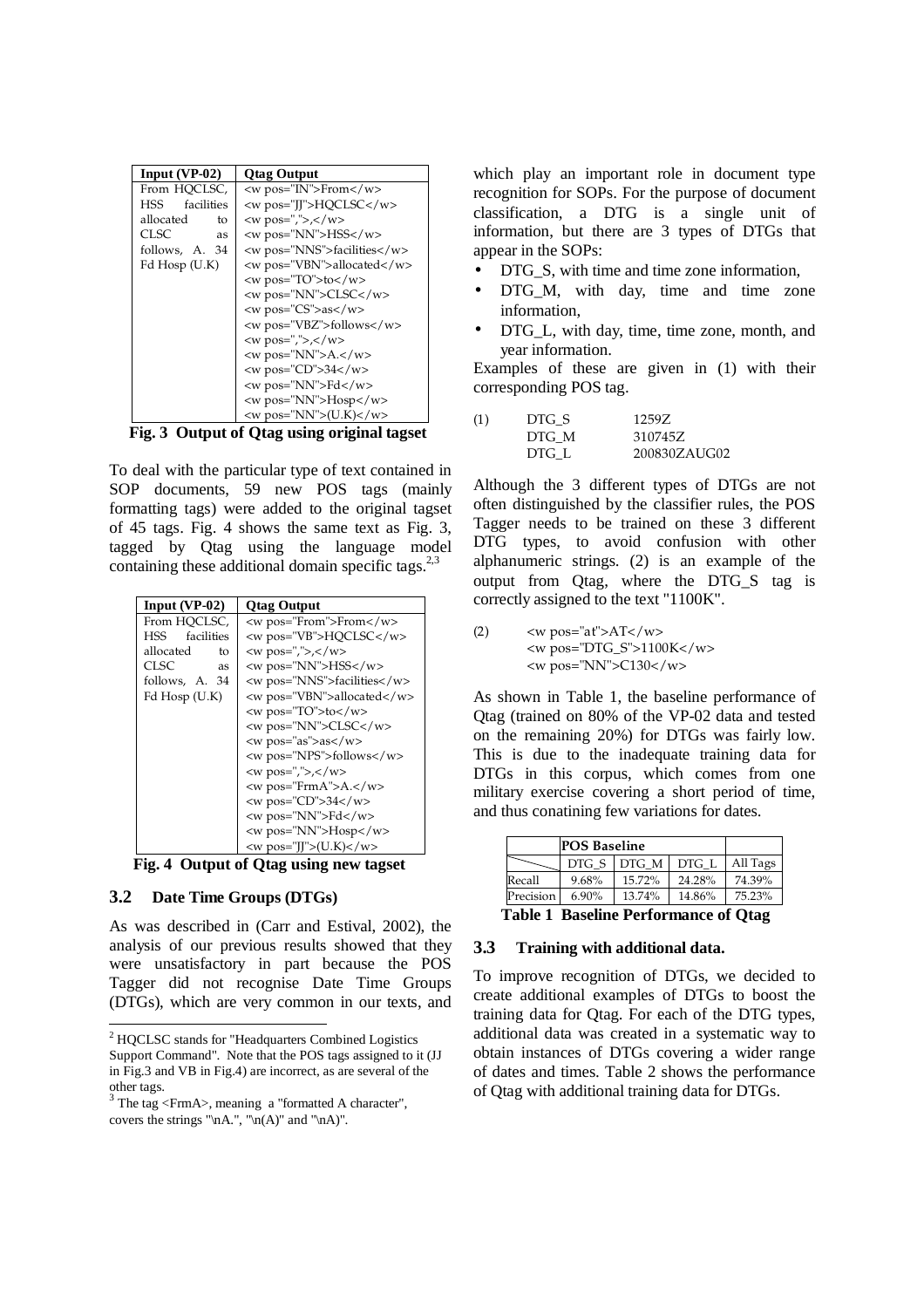| Input (VP-02) | Qtag Output |
|---|---|
| From HQCLSC, HSS facilities allocated to CLSC as follows, A. 34 Fd Hosp (U.K) | <w pos="IN">From</w><br><w pos="JJ">HQCLSC</w><br><w pos=",">,</w><br><w pos="NN">HSS</w><br><w pos="NNS">facilities</w><br><w pos="VBN">allocated</w><br><w pos="TO">to</w><br><w pos="NN">CLSC</w><br><w pos="CS">as</w><br><w pos="VBZ">follows</w><br><w pos=",">,</w><br><w pos="NN">A.</w><br><w pos="CD">34</w><br><w pos="NN">Fd</w><br><w pos="NN">Hosp</w><br><w pos="NN">(U.K)</w> |

**Fig. 3 Output of Qtag using original tagset**

To deal with the particular type of text contained in SOP documents, 59 new POS tags (mainly formatting tags) were added to the original tagset of 45 tags. Fig. 4 shows the same text as Fig. 3, tagged by Qtag using the language model containing these additional domain specific tags.[2,3]

| Input (VP-02) | Qtag Output |
|---|---|
| From HQCLSC, HSS facilities allocated to CLSC as follows, A. 34 Fd Hosp (U.K) | <w pos="From">From</w><br><w pos="VB">HQCLSC</w><br><w pos=",">,</w><br><w pos="NN">HSS</w><br><w pos="NNS">facilities</w><br><w pos="VBN">allocated</w><br><w pos="TO">to</w><br><w pos="NN">CLSC</w><br><w pos="as">as</w><br><w pos="NPS">follows</w><br><w pos=",">,</w><br><w pos="FrmA">A.</w><br><w pos="CD">34</w><br><w pos="NN">Fd</w><br><w pos="NN">Hosp</w><br><w pos="JJ">(U.K)</w> |

**Fig. 4 Output of Qtag using new tagset**

### 3.2 Date Time Groups (DTGs)

As was described in (Carr and Estival, 2002), the analysis of our previous results showed that they were unsatisfactory in part because the POS Tagger did not recognise Date Time Groups (DTGs), which are very common in our texts, and which play an important role in document type recognition for SOPs. For the purpose of document classification, a DTG is a single unit of information, but there are 3 types of DTGs that appear in the SOPs:

- DTG_S, with time and time zone information,
- DTG_M, with day, time and time zone information,
- DTG_L, with day, time, time zone, month, and year information.

Examples of these are given in (1) with their corresponding POS tag.

(1) DTG_S 1259Z
DTG_M 310745Z
DTG_L 200830ZAUG02

Although the 3 different types of DTGs are not often distinguished by the classifier rules, the POS Tagger needs to be trained on these 3 different DTG types, to avoid confusion with other alphanumeric strings. (2) is an example of the output from Qtag, where the DTG_S tag is correctly assigned to the text "1100K".

(2) <w pos="at">AT</w>
<w pos="DTG_S">1100K</w>
<w pos="NN">C130</w>

As shown in Table 1, the baseline performance of Qtag (trained on 80% of the VP-02 data and tested on the remaining 20%) for DTGs was fairly low. This is due to the inadequate training data for DTGs in this corpus, which comes from one military exercise covering a short period of time, and thus conatining few variations for dates.

| | POS Baseline | | | |
|---|---|---|---|---|
| | DTG_S | DTG_M | DTG_L | All Tags |
| Recall | 9.68% | 15.72% | 24.28% | 74.39% |
| Precision | 6.90% | 13.74% | 14.86% | 75.23% |

**Table 1 Baseline Performance of Qtag**

### 3.3 Training with additional data.

To improve recognition of DTGs, we decided to create additional examples of DTGs to boost the training data for Qtag. For each of the DTG types, additional data was created in a systematic way to obtain instances of DTGs covering a wider range of dates and times. Table 2 shows the performance of Qtag with additional training data for DTGs.

---

[2] HQCLSC stands for "Headquarters Combined Logistics Support Command". Note that the POS tags assigned to it (JJ in Fig.3 and VB in Fig.4) are incorrect, as are several of the other tags.

[3] The tag <FrmA>, meaning a "formatted A character", covers the strings "\nA.", "\n(A)" and "\nA)".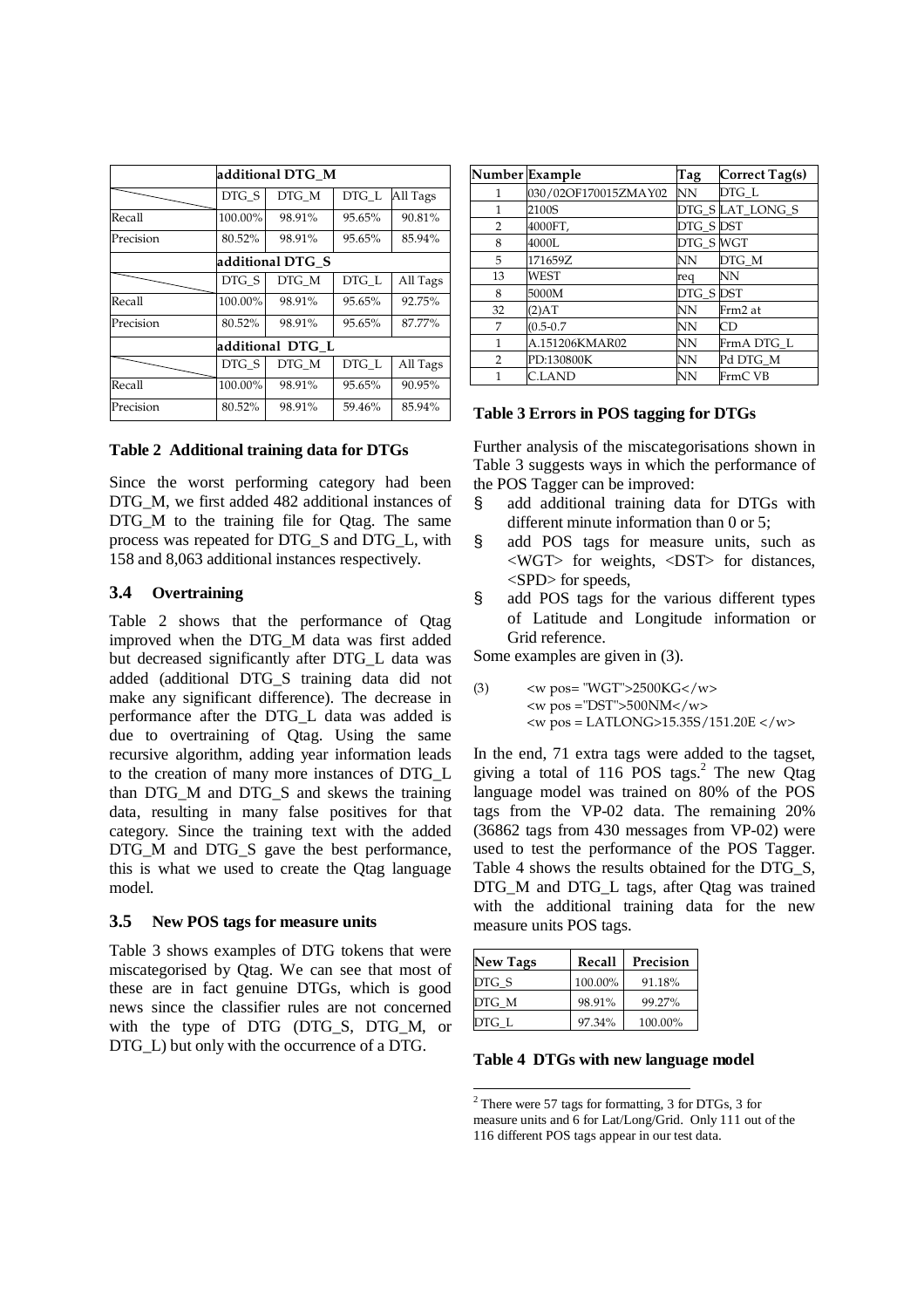| | additional DTG_M | | | |
|---|---|---|---|---|
| | DTG_S | DTG_M | DTG_L | All Tags |
| Recall | 100.00% | 98.91% | 95.65% | 90.81% |
| Precision | 80.52% | 98.91% | 95.65% | 85.94% |
| | additional DTG_S | | | |
| | DTG_S | DTG_M | DTG_L | All Tags |
| Recall | 100.00% | 98.91% | 95.65% | 92.75% |
| Precision | 80.52% | 98.91% | 95.65% | 87.77% |
| | additional DTG_L | | | |
| | DTG_S | DTG_M | DTG_L | All Tags |
| Recall | 100.00% | 98.91% | 95.65% | 90.95% |
| Precision | 80.52% | 98.91% | 59.46% | 85.94% |

**Table 2 Additional training data for DTGs**

Since the worst performing category had been DTG_M, we first added 482 additional instances of DTG_M to the training file for Qtag. The same process was repeated for DTG_S and DTG_L, with 158 and 8,063 additional instances respectively.

### 3.4 Overtraining

Table 2 shows that the performance of Qtag improved when the DTG_M data was first added but decreased significantly after DTG_L data was added (additional DTG_S training data did not make any significant difference). The decrease in performance after the DTG_L data was added is due to overtraining of Qtag. Using the same recursive algorithm, adding year information leads to the creation of many more instances of DTG_L than DTG_M and DTG_S and skews the training data, resulting in many false positives for that category. Since the training text with the added DTG_M and DTG_S gave the best performance, this is what we used to create the Qtag language model.

### 3.5 New POS tags for measure units

Table 3 shows examples of DTG tokens that were miscategorised by Qtag. We can see that most of these are in fact genuine DTGs, which is good news since the classifier rules are not concerned with the type of DTG (DTG_S, DTG_M, or DTG_L) but only with the occurrence of a DTG.

| Number | Example | Tag | Correct Tag(s) |
|---|---|---|---|
| 1 | 030/02OF170015ZMAY02 | NN | DTG_L |
| 1 | 2100S | DTG_S | LAT_LONG_S |
| 2 | 4000FT, | DTG_S | DST |
| 8 | 4000L | DTG_S | WGT |
| 5 | 171659Z | NN | DTG_M |
| 13 | WEST | req | NN |
| 8 | 5000M | DTG_S | DST |
| 32 | (2)AT | NN | Frm2 at |
| 7 | (0.5-0.7 | NN | CD |
| 1 | A.151206KMAR02 | NN | FrmA DTG_L |
| 2 | PD:130800K | NN | Pd DTG_M |
| 1 | C.LAND | NN | FrmC VB |

**Table 3 Errors in POS tagging for DTGs**

Further analysis of the miscategorisations shown in Table 3 suggests ways in which the performance of the POS Tagger can be improved:

- add additional training data for DTGs with different minute information than 0 or 5;
- add POS tags for measure units, such as <WGT> for weights, <DST> for distances, <SPD> for speeds,
- add POS tags for the various different types of Latitude and Longitude information or Grid reference.

Some examples are given in (3).

```
(3)   <w pos= "WGT">2500KG</w>
      <w pos ="DST">500NM</w>
      <w pos = LATLONG>15.35S/151.20E </w>
```

In the end, 71 extra tags were added to the tagset, giving a total of 116 POS tags.[2] The new Qtag language model was trained on 80% of the POS tags from the VP-02 data. The remaining 20% (36862 tags from 430 messages from VP-02) were used to test the performance of the POS Tagger. Table 4 shows the results obtained for the DTG_S, DTG_M and DTG_L tags, after Qtag was trained with the additional training data for the new measure units POS tags.

| New Tags | Recall | Precision |
|---|---|---|
| DTG_S | 100.00% | 91.18% |
| DTG_M | 98.91% | 99.27% |
| DTG_L | 97.34% | 100.00% |

**Table 4 DTGs with new language model**

[2] There were 57 tags for formatting, 3 for DTGs, 3 for measure units and 6 for Lat/Long/Grid. Only 111 out of the 116 different POS tags appear in our test data.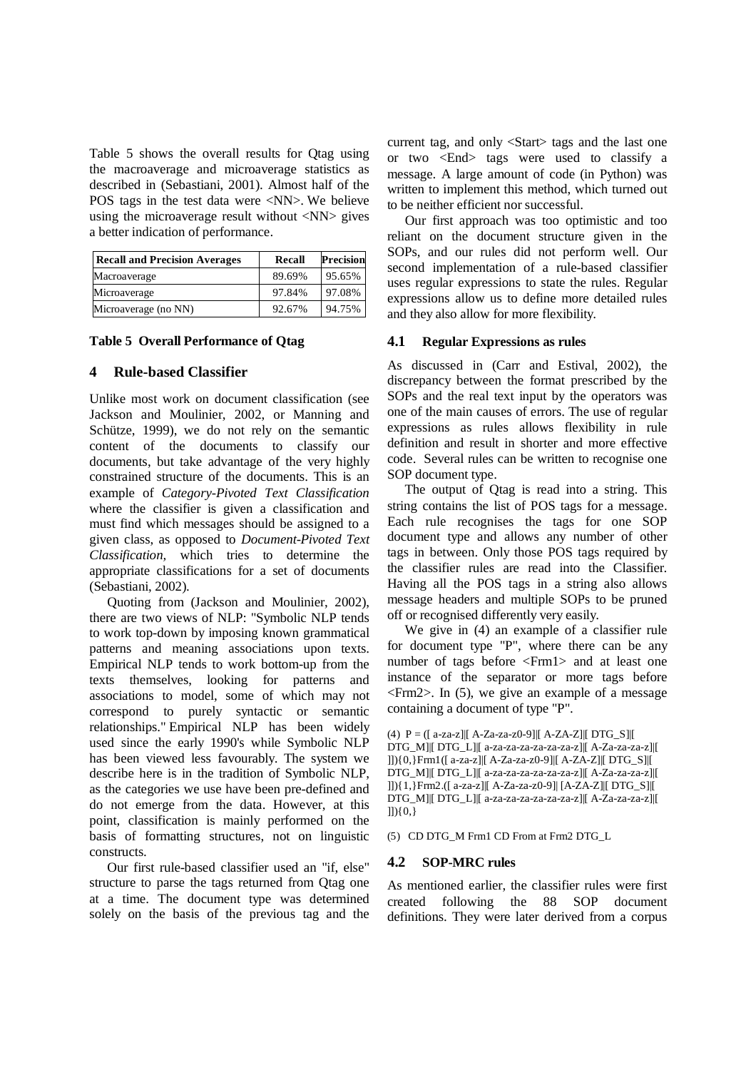Table 5 shows the overall results for Qtag using the macroaverage and microaverage statistics as described in (Sebastiani, 2001). Almost half of the POS tags in the test data were <NN>. We believe using the microaverage result without <NN> gives a better indication of performance.

| Recall and Precision Averages | Recall | Precision |
|---|---|---|
| Macroaverage | 89.69% | 95.65% |
| Microaverage | 97.84% | 97.08% |
| Microaverage (no NN) | 92.67% | 94.75% |

**Table 5 Overall Performance of Qtag**

## 4 Rule-based Classifier

Unlike most work on document classification (see Jackson and Moulinier, 2002, or Manning and Schütze, 1999), we do not rely on the semantic content of the documents to classify our documents, but take advantage of the very highly constrained structure of the documents. This is an example of *Category-Pivoted Text Classification* where the classifier is given a classification and must find which messages should be assigned to a given class, as opposed to *Document-Pivoted Text Classification,* which tries to determine the appropriate classifications for a set of documents (Sebastiani, 2002).

Quoting from (Jackson and Moulinier, 2002), there are two views of NLP: "Symbolic NLP tends to work top-down by imposing known grammatical patterns and meaning associations upon texts. Empirical NLP tends to work bottom-up from the texts themselves, looking for patterns and associations to model, some of which may not correspond to purely syntactic or semantic relationships." Empirical NLP has been widely used since the early 1990's while Symbolic NLP has been viewed less favourably. The system we describe here is in the tradition of Symbolic NLP, as the categories we use have been pre-defined and do not emerge from the data. However, at this point, classification is mainly performed on the basis of formatting structures, not on linguistic constructs.

Our first rule-based classifier used an "if, else" structure to parse the tags returned from Qtag one at a time. The document type was determined solely on the basis of the previous tag and the current tag, and only <Start> tags and the last one or two <End> tags were used to classify a message. A large amount of code (in Python) was written to implement this method, which turned out to be neither efficient nor successful.

Our first approach was too optimistic and too reliant on the document structure given in the SOPs, and our rules did not perform well. Our second implementation of a rule-based classifier uses regular expressions to state the rules. Regular expressions allow us to define more detailed rules and they also allow for more flexibility.

### 4.1 Regular Expressions as rules

As discussed in (Carr and Estival, 2002), the discrepancy between the format prescribed by the SOPs and the real text input by the operators was one of the main causes of errors. The use of regular expressions as rules allows flexibility in rule definition and result in shorter and more effective code. Several rules can be written to recognise one SOP document type.

The output of Qtag is read into a string. This string contains the list of POS tags for a message. Each rule recognises the tags for one SOP document type and allows any number of other tags in between. Only those POS tags required by the classifier rules are read into the Classifier. Having all the POS tags in a string also allows message headers and multiple SOPs to be pruned off or recognised differently very easily.

We give in (4) an example of a classifier rule for document type "P", where there can be any number of tags before <Frm1> and at least one instance of the separator or more tags before <Frm2>. In (5), we give an example of a message containing a document of type "P".

```
(4) P = ([ a-za-z]|[ A-Za-za-z0-9]|[ A-ZA-Z]|[ DTG_S]|[ DTG_M]|[ DTG_L]|[ a-za-za-za-za-za-za-z]|[ A-Za-za-za-z]|[ ]){0,}Frm1([ a-za-z]|[ A-Za-za-z0-9]|[ A-ZA-Z]|[ DTG_S]|[ DTG_M]|[ DTG_L]|[ a-za-za-za-za-za-za-z]|[ A-Za-za-za-z]|[ ]){1,}Frm2.([ a-za-z]|[ A-Za-za-z0-9]| [A-ZA-Z]|[ DTG_S]|[ DTG_M]|[ DTG_L]|[ a-za-za-za-za-za-za-z]|[ A-Za-za-za-z]|[ ]){0,}
```

```
(5) CD DTG_M Frm1 CD From at Frm2 DTG_L
```

### 4.2 SOP-MRC rules

As mentioned earlier, the classifier rules were first created following the 88 SOP document definitions. They were later derived from a corpus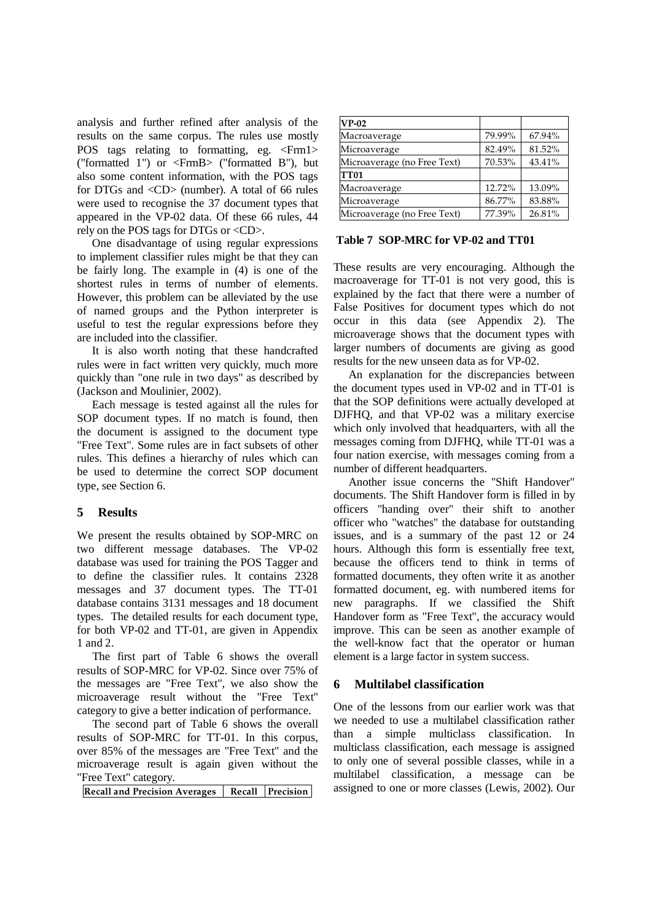analysis and further refined after analysis of the results on the same corpus. The rules use mostly POS tags relating to formatting, eg. <Frm1> ("formatted 1") or <FrmB> ("formatted B"), but also some content information, with the POS tags for DTGs and <CD> (number). A total of 66 rules were used to recognise the 37 document types that appeared in the VP-02 data. Of these 66 rules, 44 rely on the POS tags for DTGs or <CD>.

One disadvantage of using regular expressions to implement classifier rules might be that they can be fairly long. The example in (4) is one of the shortest rules in terms of number of elements. However, this problem can be alleviated by the use of named groups and the Python interpreter is useful to test the regular expressions before they are included into the classifier.

It is also worth noting that these handcrafted rules were in fact written very quickly, much more quickly than "one rule in two days" as described by (Jackson and Moulinier, 2002).

Each message is tested against all the rules for SOP document types. If no match is found, then the document is assigned to the document type "Free Text". Some rules are in fact subsets of other rules. This defines a hierarchy of rules which can be used to determine the correct SOP document type, see Section 6.

## 5 Results

We present the results obtained by SOP-MRC on two different message databases. The VP-02 database was used for training the POS Tagger and to define the classifier rules. It contains 2328 messages and 37 document types. The TT-01 database contains 3131 messages and 18 document types. The detailed results for each document type, for both VP-02 and TT-01, are given in Appendix 1 and 2.

The first part of Table 6 shows the overall results of SOP-MRC for VP-02. Since over 75% of the messages are "Free Text", we also show the microaverage result without the "Free Text" category to give a better indication of performance.

The second part of Table 6 shows the overall results of SOP-MRC for TT-01. In this corpus, over 85% of the messages are "Free Text" and the microaverage result is again given without the "Free Text" category.

| Recall and Precision Averages | Recall | Precision |
|---|---|---|
| **VP-02** | | |
| Macroaverage | 79.99% | 67.94% |
| Microaverage | 82.49% | 81.52% |
| Microaverage (no Free Text) | 70.53% | 43.41% |
| **TT01** | | |
| Macroaverage | 12.72% | 13.09% |
| Microaverage | 86.77% | 83.88% |
| Microaverage (no Free Text) | 77.39% | 26.81% |

**Table 7 SOP-MRC for VP-02 and TT01**

These results are very encouraging. Although the macroaverage for TT-01 is not very good, this is explained by the fact that there were a number of False Positives for document types which do not occur in this data (see Appendix 2). The microaverage shows that the document types with larger numbers of documents are giving as good results for the new unseen data as for VP-02.

An explanation for the discrepancies between the document types used in VP-02 and in TT-01 is that the SOP definitions were actually developed at DJFHQ, and that VP-02 was a military exercise which only involved that headquarters, with all the messages coming from DJFHQ, while TT-01 was a four nation exercise, with messages coming from a number of different headquarters.

Another issue concerns the "Shift Handover" documents. The Shift Handover form is filled in by officers "handing over" their shift to another officer who "watches" the database for outstanding issues, and is a summary of the past 12 or 24 hours. Although this form is essentially free text, because the officers tend to think in terms of formatted documents, they often write it as another formatted document, eg. with numbered items for new paragraphs. If we classified the Shift Handover form as "Free Text", the accuracy would improve. This can be seen as another example of the well-know fact that the operator or human element is a large factor in system success.

## 6 Multilabel classification

One of the lessons from our earlier work was that we needed to use a multilabel classification rather than a simple multiclass classification. In multiclass classification, each message is assigned to only one of several possible classes, while in a multilabel classification, a message can be assigned to one or more classes (Lewis, 2002). Our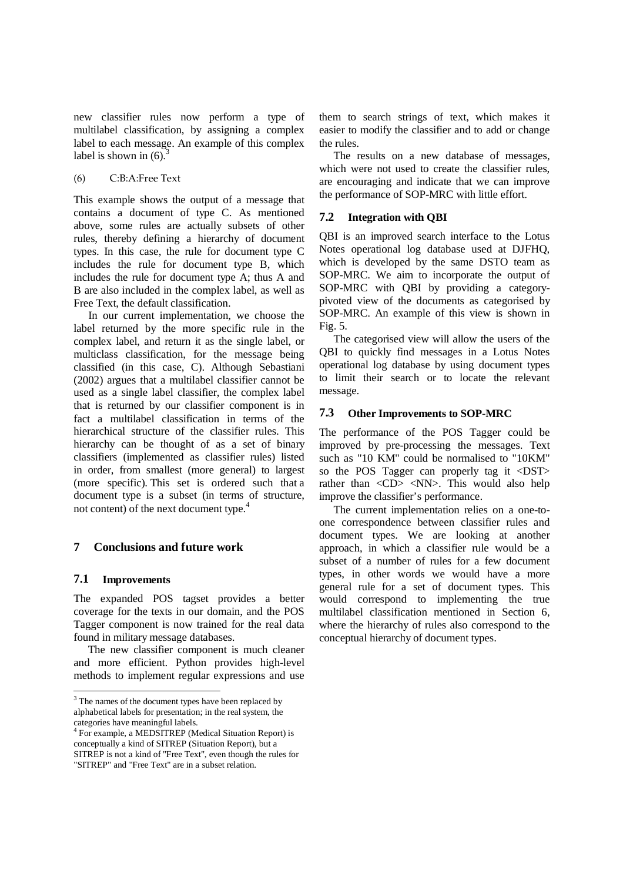new classifier rules now perform a type of multilabel classification, by assigning a complex label to each message. An example of this complex label is shown in (6).[3]

(6) C:B:A:Free Text

This example shows the output of a message that contains a document of type C. As mentioned above, some rules are actually subsets of other rules, thereby defining a hierarchy of document types. In this case, the rule for document type C includes the rule for document type B, which includes the rule for document type A; thus A and B are also included in the complex label, as well as Free Text, the default classification.

In our current implementation, we choose the label returned by the more specific rule in the complex label, and return it as the single label, or multiclass classification, for the message being classified (in this case, C). Although Sebastiani (2002) argues that a multilabel classifier cannot be used as a single label classifier, the complex label that is returned by our classifier component is in fact a multilabel classification in terms of the hierarchical structure of the classifier rules. This hierarchy can be thought of as a set of binary classifiers (implemented as classifier rules) listed in order, from smallest (more general) to largest (more specific). This set is ordered such that a document type is a subset (in terms of structure, not content) of the next document type.[4]

## 7 Conclusions and future work

### 7.1 Improvements

The expanded POS tagset provides a better coverage for the texts in our domain, and the POS Tagger component is now trained for the real data found in military message databases.

The new classifier component is much cleaner and more efficient. Python provides high-level methods to implement regular expressions and use them to search strings of text, which makes it easier to modify the classifier and to add or change the rules.

The results on a new database of messages, which were not used to create the classifier rules, are encouraging and indicate that we can improve the performance of SOP-MRC with little effort.

### 7.2 Integration with QBI

QBI is an improved search interface to the Lotus Notes operational log database used at DJFHQ, which is developed by the same DSTO team as SOP-MRC. We aim to incorporate the output of SOP-MRC with QBI by providing a category-pivoted view of the documents as categorised by SOP-MRC. An example of this view is shown in Fig. 5.

The categorised view will allow the users of the QBI to quickly find messages in a Lotus Notes operational log database by using document types to limit their search or to locate the relevant message.

### 7.3 Other Improvements to SOP-MRC

The performance of the POS Tagger could be improved by pre-processing the messages. Text such as "10 KM" could be normalised to "10KM" so the POS Tagger can properly tag it <DST> rather than <CD> <NN>. This would also help improve the classifier's performance.

The current implementation relies on a one-to-one correspondence between classifier rules and document types. We are looking at another approach, in which a classifier rule would be a subset of a number of rules for a few document types, in other words we would have a more general rule for a set of document types. This would correspond to implementing the true multilabel classification mentioned in Section 6, where the hierarchy of rules also correspond to the conceptual hierarchy of document types.

---

[3] The names of the document types have been replaced by alphabetical labels for presentation; in the real system, the categories have meaningful labels.

[4] For example, a MEDSITREP (Medical Situation Report) is conceptually a kind of SITREP (Situation Report), but a SITREP is not a kind of "Free Text", even though the rules for "SITREP" and "Free Text" are in a subset relation.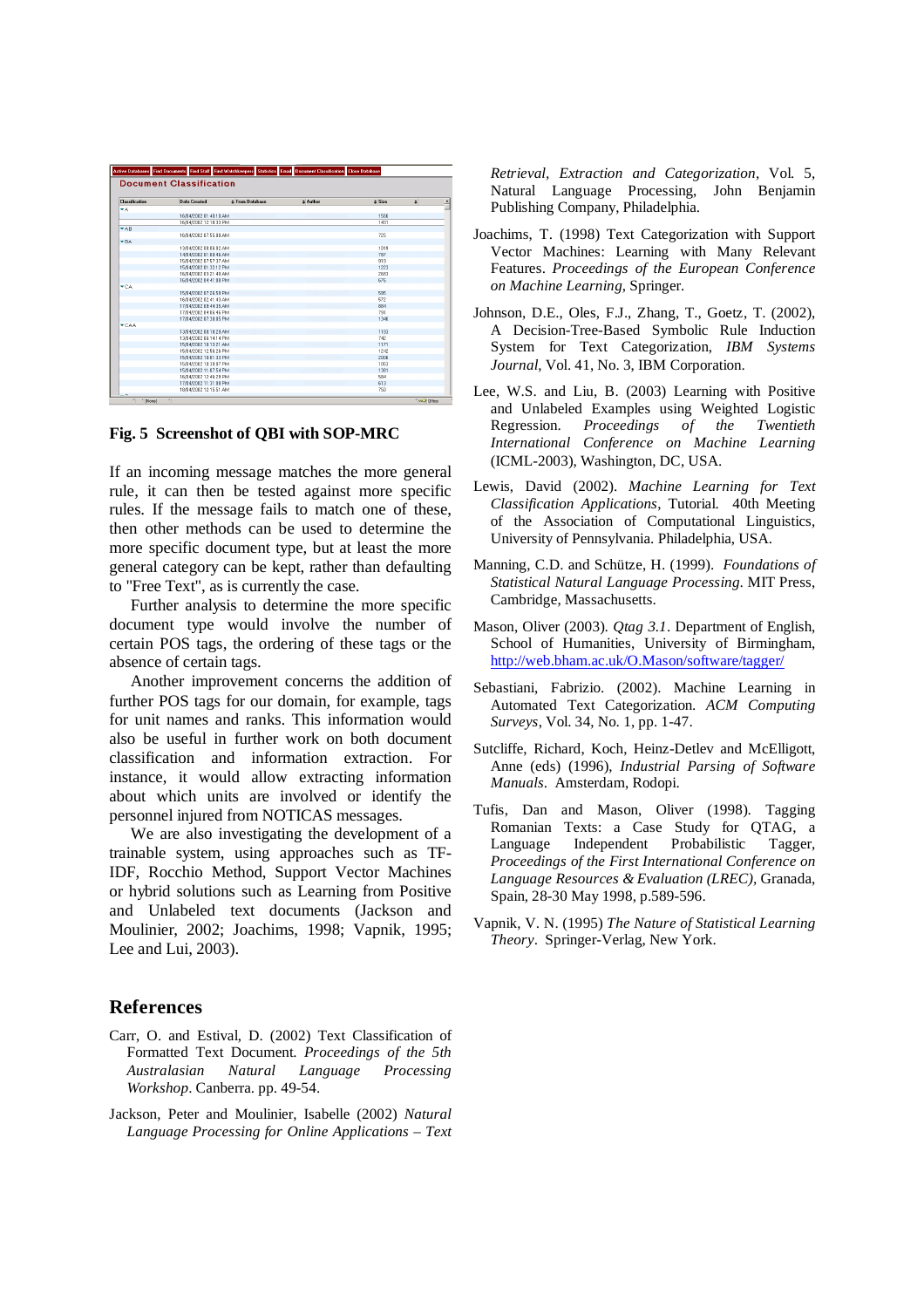**Fig. 5 Screenshot of QBI with SOP-MRC**

If an incoming message matches the more general rule, it can then be tested against more specific rules. If the message fails to match one of these, then other methods can be used to determine the more specific document type, but at least the more general category can be kept, rather than defaulting to "Free Text", as is currently the case.

Further analysis to determine the more specific document type would involve the number of certain POS tags, the ordering of these tags or the absence of certain tags.

Another improvement concerns the addition of further POS tags for our domain, for example, tags for unit names and ranks. This information would also be useful in further work on both document classification and information extraction. For instance, it would allow extracting information about which units are involved or identify the personnel injured from NOTICAS messages.

We are also investigating the development of a trainable system, using approaches such as TF-IDF, Rocchio Method, Support Vector Machines or hybrid solutions such as Learning from Positive and Unlabeled text documents (Jackson and Moulinier, 2002; Joachims, 1998; Vapnik, 1995; Lee and Lui, 2003).

## References

Carr, O. and Estival, D. (2002) Text Classification of Formatted Text Document. *Proceedings of the 5th Australasian Natural Language Processing Workshop*. Canberra. pp. 49-54.

Jackson, Peter and Moulinier, Isabelle (2002) *Natural Language Processing for Online Applications – Text Retrieval, Extraction and Categorization*, Vol. 5, Natural Language Processing, John Benjamin Publishing Company, Philadelphia.

Joachims, T. (1998) Text Categorization with Support Vector Machines: Learning with Many Relevant Features. *Proceedings of the European Conference on Machine Learning*, Springer.

Johnson, D.E., Oles, F.J., Zhang, T., Goetz, T. (2002), A Decision-Tree-Based Symbolic Rule Induction System for Text Categorization, *IBM Systems Journal*, Vol. 41, No. 3, IBM Corporation.

Lee, W.S. and Liu, B. (2003) Learning with Positive and Unlabeled Examples using Weighted Logistic Regression. *Proceedings of the Twentieth International Conference on Machine Learning* (ICML-2003), Washington, DC, USA.

Lewis, David (2002). *Machine Learning for Text Classification Applications*, Tutorial. 40th Meeting of the Association of Computational Linguistics, University of Pennsylvania. Philadelphia, USA.

Manning, C.D. and Schütze, H. (1999). *Foundations of Statistical Natural Language Processing*. MIT Press, Cambridge, Massachusetts.

Mason, Oliver (2003). *Qtag 3.1*. Department of English, School of Humanities, University of Birmingham, http://web.bham.ac.uk/O.Mason/software/tagger/

Sebastiani, Fabrizio. (2002). Machine Learning in Automated Text Categorization. *ACM Computing Surveys*, Vol. 34, No. 1, pp. 1-47.

Sutcliffe, Richard, Koch, Heinz-Detlev and McElligott, Anne (eds) (1996), *Industrial Parsing of Software Manuals*. Amsterdam, Rodopi.

Tufis, Dan and Mason, Oliver (1998). Tagging Romanian Texts: a Case Study for QTAG, a Language Independent Probabilistic Tagger, *Proceedings of the First International Conference on Language Resources & Evaluation (LREC)*, Granada, Spain, 28-30 May 1998, p.589-596.

Vapnik, V. N. (1995) *The Nature of Statistical Learning Theory*. Springer-Verlag, New York.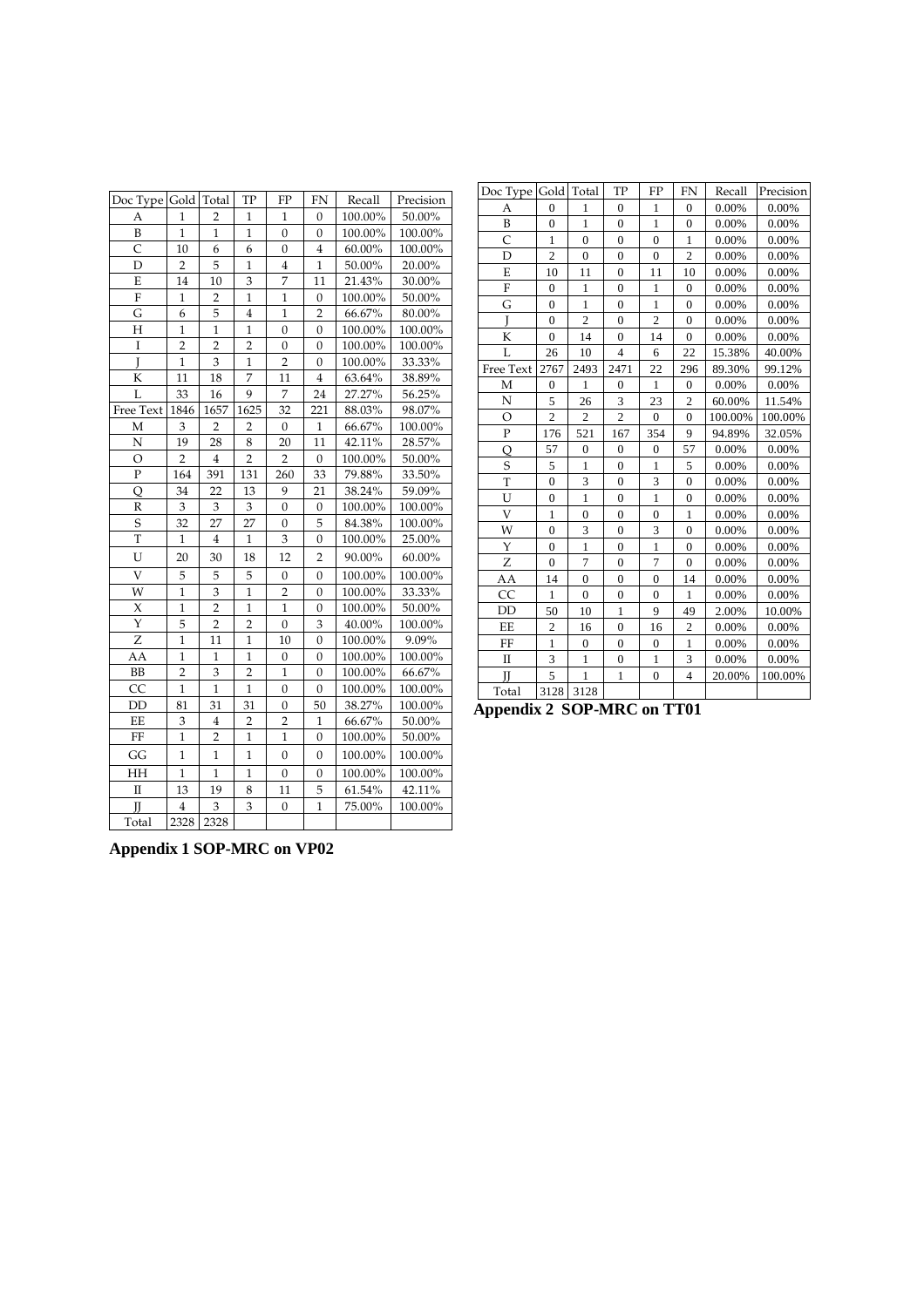| Doc Type | Gold | Total | TP | FP | FN | Recall | Precision |
|---|---|---|---|---|---|---|---|
| A | 1 | 2 | 1 | 1 | 0 | 100.00% | 50.00% |
| B | 1 | 1 | 1 | 0 | 0 | 100.00% | 100.00% |
| C | 10 | 6 | 6 | 0 | 4 | 60.00% | 100.00% |
| D | 2 | 5 | 1 | 4 | 1 | 50.00% | 20.00% |
| E | 14 | 10 | 3 | 7 | 11 | 21.43% | 30.00% |
| F | 1 | 2 | 1 | 1 | 0 | 100.00% | 50.00% |
| G | 6 | 5 | 4 | 1 | 2 | 66.67% | 80.00% |
| H | 1 | 1 | 1 | 0 | 0 | 100.00% | 100.00% |
| I | 2 | 2 | 2 | 0 | 0 | 100.00% | 100.00% |
| J | 1 | 3 | 1 | 2 | 0 | 100.00% | 33.33% |
| K | 11 | 18 | 7 | 11 | 4 | 63.64% | 38.89% |
| L | 33 | 16 | 9 | 7 | 24 | 27.27% | 56.25% |
| Free Text | 1846 | 1657 | 1625 | 32 | 221 | 88.03% | 98.07% |
| M | 3 | 2 | 2 | 0 | 1 | 66.67% | 100.00% |
| N | 19 | 28 | 8 | 20 | 11 | 42.11% | 28.57% |
| O | 2 | 4 | 2 | 2 | 0 | 100.00% | 50.00% |
| P | 164 | 391 | 131 | 260 | 33 | 79.88% | 33.50% |
| Q | 34 | 22 | 13 | 9 | 21 | 38.24% | 59.09% |
| R | 3 | 3 | 3 | 0 | 0 | 100.00% | 100.00% |
| S | 32 | 27 | 27 | 0 | 5 | 84.38% | 100.00% |
| T | 1 | 4 | 1 | 3 | 0 | 100.00% | 25.00% |
| U | 20 | 30 | 18 | 12 | 2 | 90.00% | 60.00% |
| V | 5 | 5 | 5 | 0 | 0 | 100.00% | 100.00% |
| W | 1 | 3 | 1 | 2 | 0 | 100.00% | 33.33% |
| X | 1 | 2 | 1 | 1 | 0 | 100.00% | 50.00% |
| Y | 5 | 2 | 2 | 0 | 3 | 40.00% | 100.00% |
| Z | 1 | 11 | 1 | 10 | 0 | 100.00% | 9.09% |
| AA | 1 | 1 | 1 | 0 | 0 | 100.00% | 100.00% |
| BB | 2 | 3 | 2 | 1 | 0 | 100.00% | 66.67% |
| CC | 1 | 1 | 1 | 0 | 0 | 100.00% | 100.00% |
| DD | 81 | 31 | 31 | 0 | 50 | 38.27% | 100.00% |
| EE | 3 | 4 | 2 | 2 | 1 | 66.67% | 50.00% |
| FF | 1 | 2 | 1 | 1 | 0 | 100.00% | 50.00% |
| GG | 1 | 1 | 1 | 0 | 0 | 100.00% | 100.00% |
| HH | 1 | 1 | 1 | 0 | 0 | 100.00% | 100.00% |
| II | 13 | 19 | 8 | 11 | 5 | 61.54% | 42.11% |
| JJ | 4 | 3 | 3 | 0 | 1 | 75.00% | 100.00% |
| Total | 2328 | 2328 | | | | | |

**Appendix 1 SOP-MRC on VP02**

| Doc Type | Gold | Total | TP | FP | FN | Recall | Precision |
|---|---|---|---|---|---|---|---|
| A | 0 | 1 | 0 | 1 | 0 | 0.00% | 0.00% |
| B | 0 | 1 | 0 | 1 | 0 | 0.00% | 0.00% |
| C | 1 | 0 | 0 | 0 | 1 | 0.00% | 0.00% |
| D | 2 | 0 | 0 | 0 | 2 | 0.00% | 0.00% |
| E | 10 | 11 | 0 | 11 | 10 | 0.00% | 0.00% |
| F | 0 | 1 | 0 | 1 | 0 | 0.00% | 0.00% |
| G | 0 | 1 | 0 | 1 | 0 | 0.00% | 0.00% |
| J | 0 | 2 | 0 | 2 | 0 | 0.00% | 0.00% |
| K | 0 | 14 | 0 | 14 | 0 | 0.00% | 0.00% |
| L | 26 | 10 | 4 | 6 | 22 | 15.38% | 40.00% |
| Free Text | 2767 | 2493 | 2471 | 22 | 296 | 89.30% | 99.12% |
| M | 0 | 1 | 0 | 1 | 0 | 0.00% | 0.00% |
| N | 5 | 26 | 3 | 23 | 2 | 60.00% | 11.54% |
| O | 2 | 2 | 2 | 0 | 0 | 100.00% | 100.00% |
| P | 176 | 521 | 167 | 354 | 9 | 94.89% | 32.05% |
| Q | 57 | 0 | 0 | 0 | 57 | 0.00% | 0.00% |
| S | 5 | 1 | 0 | 1 | 5 | 0.00% | 0.00% |
| T | 0 | 3 | 0 | 3 | 0 | 0.00% | 0.00% |
| U | 0 | 1 | 0 | 1 | 0 | 0.00% | 0.00% |
| V | 1 | 0 | 0 | 0 | 1 | 0.00% | 0.00% |
| W | 0 | 3 | 0 | 3 | 0 | 0.00% | 0.00% |
| Y | 0 | 1 | 0 | 1 | 0 | 0.00% | 0.00% |
| Z | 0 | 7 | 0 | 7 | 0 | 0.00% | 0.00% |
| AA | 14 | 0 | 0 | 0 | 14 | 0.00% | 0.00% |
| CC | 1 | 0 | 0 | 0 | 1 | 0.00% | 0.00% |
| DD | 50 | 10 | 1 | 9 | 49 | 2.00% | 10.00% |
| EE | 2 | 16 | 0 | 16 | 2 | 0.00% | 0.00% |
| FF | 1 | 0 | 0 | 0 | 1 | 0.00% | 0.00% |
| II | 3 | 1 | 0 | 1 | 3 | 0.00% | 0.00% |
| JJ | 5 | 1 | 1 | 0 | 4 | 20.00% | 100.00% |
| Total | 3128 | 3128 | | | | | |

**Appendix 2 SOP-MRC on TT01**